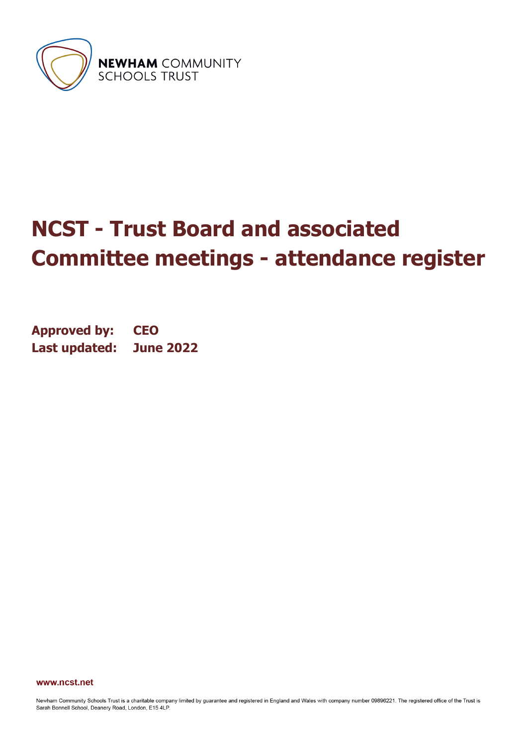NEWHAM COMMUNITY SCHOOLS TRUST

# NCST - Trust Board and associated Committee meetings - attendance register

**Approved by:** **CEO**
**Last updated:** **June 2022**

www.ncst.net

Newham Community Schools Trust is a charitable company limited by guarantee and registered in England and Wales with company number 09896221. The registered office of the Trust is Sarah Bonnell School, Deanery Road, London, E15 4LP.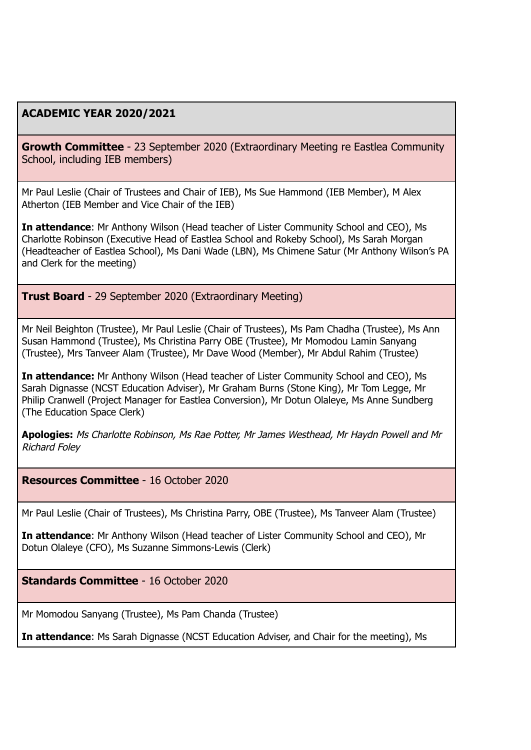| ACADEMIC YEAR 2020/2021 |
|---|
| **Growth Committee** - 23 September 2020 (Extraordinary Meeting re Eastlea Community School, including IEB members) |
| Mr Paul Leslie (Chair of Trustees and Chair of IEB), Ms Sue Hammond (IEB Member), M Alex Atherton (IEB Member and Vice Chair of the IEB)<br><br>**In attendance**: Mr Anthony Wilson (Head teacher of Lister Community School and CEO), Ms Charlotte Robinson (Executive Head of Eastlea School and Rokeby School), Ms Sarah Morgan (Headteacher of Eastlea School), Ms Dani Wade (LBN), Ms Chimene Satur (Mr Anthony Wilson's PA and Clerk for the meeting) |
| **Trust Board** - 29 September 2020 (Extraordinary Meeting) |
| Mr Neil Beighton (Trustee), Mr Paul Leslie (Chair of Trustees), Ms Pam Chadha (Trustee), Ms Ann Susan Hammond (Trustee), Ms Christina Parry OBE (Trustee), Mr Momodou Lamin Sanyang (Trustee), Mrs Tanveer Alam (Trustee), Mr Dave Wood (Member), Mr Abdul Rahim (Trustee)<br><br>**In attendance:** Mr Anthony Wilson (Head teacher of Lister Community School and CEO), Ms Sarah Dignasse (NCST Education Adviser), Mr Graham Burns (Stone King), Mr Tom Legge, Mr Philip Cranwell (Project Manager for Eastlea Conversion), Mr Dotun Olaleye, Ms Anne Sundberg (The Education Space Clerk)<br><br>**Apologies:** *Ms Charlotte Robinson, Ms Rae Potter, Mr James Westhead, Mr Haydn Powell and Mr Richard Foley* |
| **Resources Committee** - 16 October 2020 |
| Mr Paul Leslie (Chair of Trustees), Ms Christina Parry, OBE (Trustee), Ms Tanveer Alam (Trustee)<br><br>**In attendance**: Mr Anthony Wilson (Head teacher of Lister Community School and CEO), Mr Dotun Olaleye (CFO), Ms Suzanne Simmons-Lewis (Clerk) |
| **Standards Committee** - 16 October 2020 |
| Mr Momodou Sanyang (Trustee), Ms Pam Chanda (Trustee)<br><br>**In attendance**: Ms Sarah Dignasse (NCST Education Adviser, and Chair for the meeting), Ms |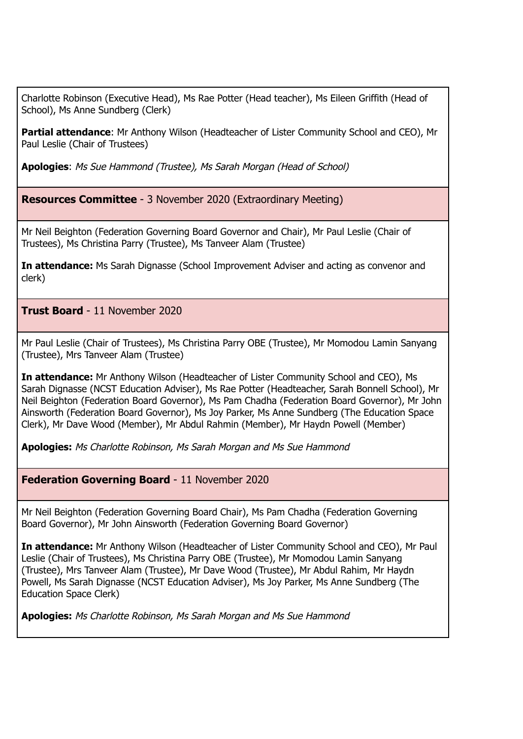Charlotte Robinson (Executive Head), Ms Rae Potter (Head teacher), Ms Eileen Griffith (Head of School), Ms Anne Sundberg (Clerk)

**Partial attendance**: Mr Anthony Wilson (Headteacher of Lister Community School and CEO), Mr Paul Leslie (Chair of Trustees)

**Apologies**: *Ms Sue Hammond (Trustee), Ms Sarah Morgan (Head of School)*

**Resources Committee** - 3 November 2020 (Extraordinary Meeting)

Mr Neil Beighton (Federation Governing Board Governor and Chair), Mr Paul Leslie (Chair of Trustees), Ms Christina Parry (Trustee), Ms Tanveer Alam (Trustee)

**In attendance:** Ms Sarah Dignasse (School Improvement Adviser and acting as convenor and clerk)

**Trust Board** - 11 November 2020

Mr Paul Leslie (Chair of Trustees), Ms Christina Parry OBE (Trustee), Mr Momodou Lamin Sanyang (Trustee), Mrs Tanveer Alam (Trustee)

**In attendance:** Mr Anthony Wilson (Headteacher of Lister Community School and CEO), Ms Sarah Dignasse (NCST Education Adviser), Ms Rae Potter (Headteacher, Sarah Bonnell School), Mr Neil Beighton (Federation Board Governor), Ms Pam Chadha (Federation Board Governor), Mr John Ainsworth (Federation Board Governor), Ms Joy Parker, Ms Anne Sundberg (The Education Space Clerk), Mr Dave Wood (Member), Mr Abdul Rahmin (Member), Mr Haydn Powell (Member)

**Apologies:** *Ms Charlotte Robinson, Ms Sarah Morgan and Ms Sue Hammond*

**Federation Governing Board** - 11 November 2020

Mr Neil Beighton (Federation Governing Board Chair), Ms Pam Chadha (Federation Governing Board Governor), Mr John Ainsworth (Federation Governing Board Governor)

**In attendance:** Mr Anthony Wilson (Headteacher of Lister Community School and CEO), Mr Paul Leslie (Chair of Trustees), Ms Christina Parry OBE (Trustee), Mr Momodou Lamin Sanyang (Trustee), Mrs Tanveer Alam (Trustee), Mr Dave Wood (Trustee), Mr Abdul Rahim, Mr Haydn Powell, Ms Sarah Dignasse (NCST Education Adviser), Ms Joy Parker, Ms Anne Sundberg (The Education Space Clerk)

**Apologies:** *Ms Charlotte Robinson, Ms Sarah Morgan and Ms Sue Hammond*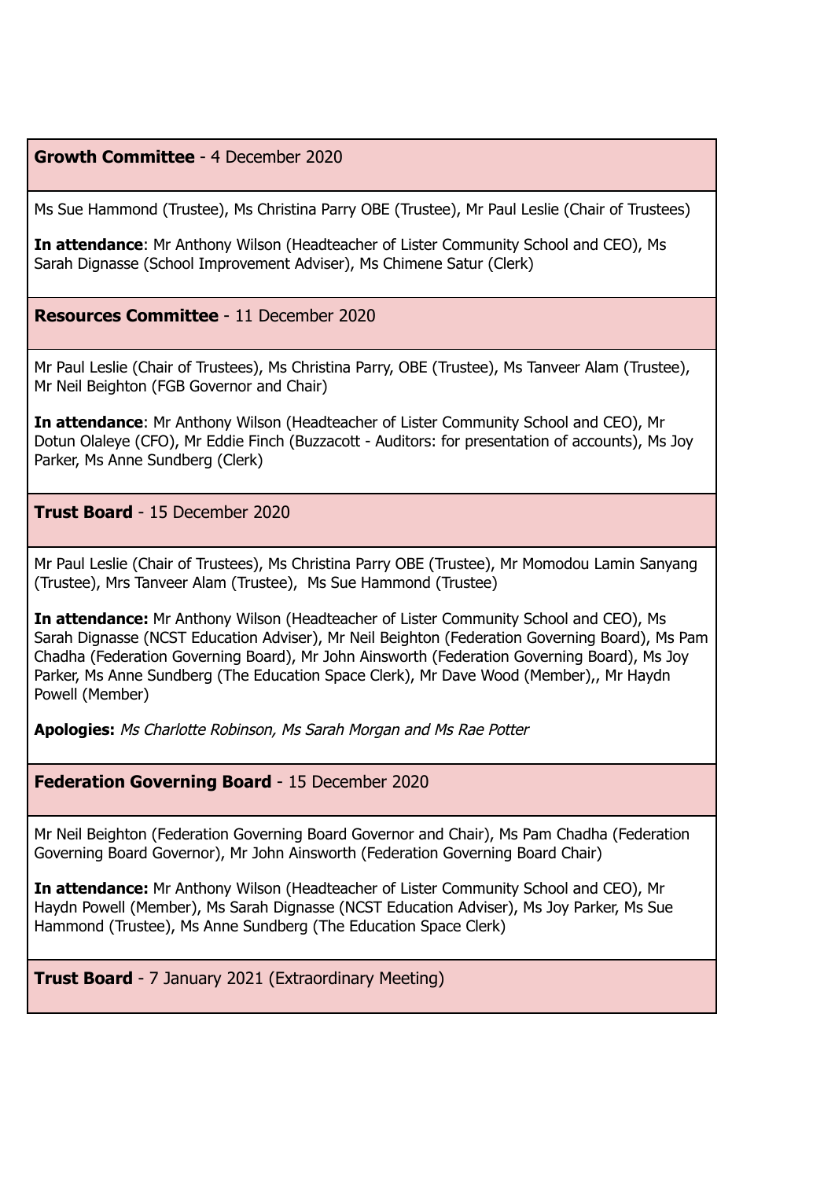**Growth Committee** - 4 December 2020

Ms Sue Hammond (Trustee), Ms Christina Parry OBE (Trustee), Mr Paul Leslie (Chair of Trustees)

**In attendance**: Mr Anthony Wilson (Headteacher of Lister Community School and CEO), Ms Sarah Dignasse (School Improvement Adviser), Ms Chimene Satur (Clerk)

**Resources Committee** - 11 December 2020

Mr Paul Leslie (Chair of Trustees), Ms Christina Parry, OBE (Trustee), Ms Tanveer Alam (Trustee), Mr Neil Beighton (FGB Governor and Chair)

**In attendance**: Mr Anthony Wilson (Headteacher of Lister Community School and CEO), Mr Dotun Olaleye (CFO), Mr Eddie Finch (Buzzacott - Auditors: for presentation of accounts), Ms Joy Parker, Ms Anne Sundberg (Clerk)

**Trust Board** - 15 December 2020

Mr Paul Leslie (Chair of Trustees), Ms Christina Parry OBE (Trustee), Mr Momodou Lamin Sanyang (Trustee), Mrs Tanveer Alam (Trustee), Ms Sue Hammond (Trustee)

**In attendance:** Mr Anthony Wilson (Headteacher of Lister Community School and CEO), Ms Sarah Dignasse (NCST Education Adviser), Mr Neil Beighton (Federation Governing Board), Ms Pam Chadha (Federation Governing Board), Mr John Ainsworth (Federation Governing Board), Ms Joy Parker, Ms Anne Sundberg (The Education Space Clerk), Mr Dave Wood (Member),, Mr Haydn Powell (Member)

**Apologies:** *Ms Charlotte Robinson, Ms Sarah Morgan and Ms Rae Potter*

**Federation Governing Board** - 15 December 2020

Mr Neil Beighton (Federation Governing Board Governor and Chair), Ms Pam Chadha (Federation Governing Board Governor), Mr John Ainsworth (Federation Governing Board Chair)

**In attendance:** Mr Anthony Wilson (Headteacher of Lister Community School and CEO), Mr Haydn Powell (Member), Ms Sarah Dignasse (NCST Education Adviser), Ms Joy Parker, Ms Sue Hammond (Trustee), Ms Anne Sundberg (The Education Space Clerk)

**Trust Board** - 7 January 2021 (Extraordinary Meeting)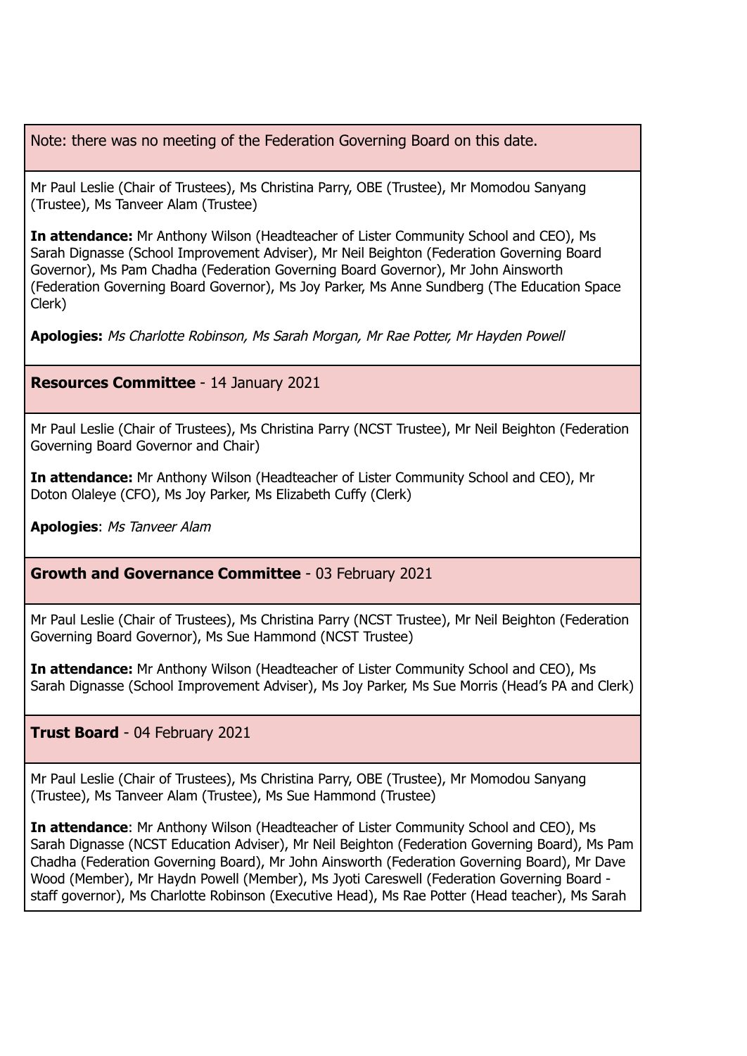Note: there was no meeting of the Federation Governing Board on this date.

Mr Paul Leslie (Chair of Trustees), Ms Christina Parry, OBE (Trustee), Mr Momodou Sanyang (Trustee), Ms Tanveer Alam (Trustee)

**In attendance:** Mr Anthony Wilson (Headteacher of Lister Community School and CEO), Ms Sarah Dignasse (School Improvement Adviser), Mr Neil Beighton (Federation Governing Board Governor), Ms Pam Chadha (Federation Governing Board Governor), Mr John Ainsworth (Federation Governing Board Governor), Ms Joy Parker, Ms Anne Sundberg (The Education Space Clerk)

**Apologies:** *Ms Charlotte Robinson, Ms Sarah Morgan, Mr Rae Potter, Mr Hayden Powell*

**Resources Committee** - 14 January 2021

Mr Paul Leslie (Chair of Trustees), Ms Christina Parry (NCST Trustee), Mr Neil Beighton (Federation Governing Board Governor and Chair)

**In attendance:** Mr Anthony Wilson (Headteacher of Lister Community School and CEO), Mr Doton Olaleye (CFO), Ms Joy Parker, Ms Elizabeth Cuffy (Clerk)

**Apologies**: *Ms Tanveer Alam*

**Growth and Governance Committee** - 03 February 2021

Mr Paul Leslie (Chair of Trustees), Ms Christina Parry (NCST Trustee), Mr Neil Beighton (Federation Governing Board Governor), Ms Sue Hammond (NCST Trustee)

**In attendance:** Mr Anthony Wilson (Headteacher of Lister Community School and CEO), Ms Sarah Dignasse (School Improvement Adviser), Ms Joy Parker, Ms Sue Morris (Head's PA and Clerk)

**Trust Board** - 04 February 2021

Mr Paul Leslie (Chair of Trustees), Ms Christina Parry, OBE (Trustee), Mr Momodou Sanyang (Trustee), Ms Tanveer Alam (Trustee), Ms Sue Hammond (Trustee)

**In attendance**: Mr Anthony Wilson (Headteacher of Lister Community School and CEO), Ms Sarah Dignasse (NCST Education Adviser), Mr Neil Beighton (Federation Governing Board), Ms Pam Chadha (Federation Governing Board), Mr John Ainsworth (Federation Governing Board), Mr Dave Wood (Member), Mr Haydn Powell (Member), Ms Jyoti Careswell (Federation Governing Board - staff governor), Ms Charlotte Robinson (Executive Head), Ms Rae Potter (Head teacher), Ms Sarah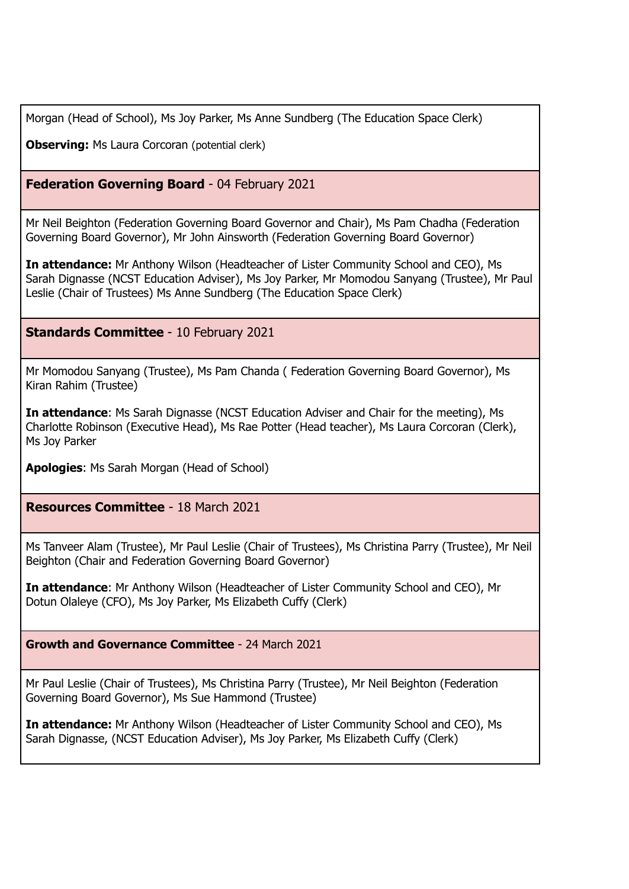Morgan (Head of School), Ms Joy Parker, Ms Anne Sundberg (The Education Space Clerk)

**Observing:** Ms Laura Corcoran (potential clerk)

**Federation Governing Board** - 04 February 2021

Mr Neil Beighton (Federation Governing Board Governor and Chair), Ms Pam Chadha (Federation Governing Board Governor), Mr John Ainsworth (Federation Governing Board Governor)

**In attendance:** Mr Anthony Wilson (Headteacher of Lister Community School and CEO), Ms Sarah Dignasse (NCST Education Adviser), Ms Joy Parker, Mr Momodou Sanyang (Trustee), Mr Paul Leslie (Chair of Trustees) Ms Anne Sundberg (The Education Space Clerk)

**Standards Committee** - 10 February 2021

Mr Momodou Sanyang (Trustee), Ms Pam Chanda ( Federation Governing Board Governor), Ms Kiran Rahim (Trustee)

**In attendance**: Ms Sarah Dignasse (NCST Education Adviser and Chair for the meeting), Ms Charlotte Robinson (Executive Head), Ms Rae Potter (Head teacher), Ms Laura Corcoran (Clerk), Ms Joy Parker

**Apologies**: Ms Sarah Morgan (Head of School)

**Resources Committee** - 18 March 2021

Ms Tanveer Alam (Trustee), Mr Paul Leslie (Chair of Trustees), Ms Christina Parry (Trustee), Mr Neil Beighton (Chair and Federation Governing Board Governor)

**In attendance**: Mr Anthony Wilson (Headteacher of Lister Community School and CEO), Mr Dotun Olaleye (CFO), Ms Joy Parker, Ms Elizabeth Cuffy (Clerk)

**Growth and Governance Committee** - 24 March 2021

Mr Paul Leslie (Chair of Trustees), Ms Christina Parry (Trustee), Mr Neil Beighton (Federation Governing Board Governor), Ms Sue Hammond (Trustee)

**In attendance:** Mr Anthony Wilson (Headteacher of Lister Community School and CEO), Ms Sarah Dignasse, (NCST Education Adviser), Ms Joy Parker, Ms Elizabeth Cuffy (Clerk)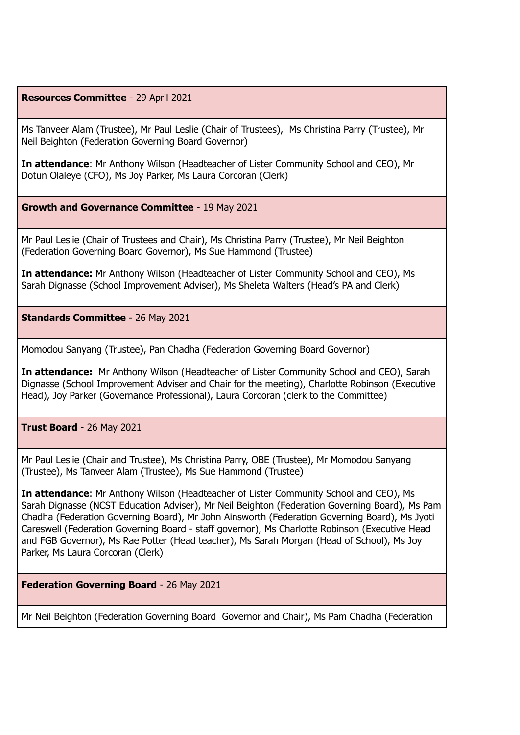| **Resources Committee** - 29 April 2021 |
|---|
| Ms Tanveer Alam (Trustee), Mr Paul Leslie (Chair of Trustees), Ms Christina Parry (Trustee), Mr Neil Beighton (Federation Governing Board Governor)<br><br>**In attendance**: Mr Anthony Wilson (Headteacher of Lister Community School and CEO), Mr Dotun Olaleye (CFO), Ms Joy Parker, Ms Laura Corcoran (Clerk) |
| **Growth and Governance Committee** - 19 May 2021 |
| Mr Paul Leslie (Chair of Trustees and Chair), Ms Christina Parry (Trustee), Mr Neil Beighton (Federation Governing Board Governor), Ms Sue Hammond (Trustee)<br><br>**In attendance:** Mr Anthony Wilson (Headteacher of Lister Community School and CEO), Ms Sarah Dignasse (School Improvement Adviser), Ms Sheleta Walters (Head's PA and Clerk) |
| **Standards Committee** - 26 May 2021 |
| Momodou Sanyang (Trustee), Pan Chadha (Federation Governing Board Governor)<br><br>**In attendance:** Mr Anthony Wilson (Headteacher of Lister Community School and CEO), Sarah Dignasse (School Improvement Adviser and Chair for the meeting), Charlotte Robinson (Executive Head), Joy Parker (Governance Professional), Laura Corcoran (clerk to the Committee) |
| **Trust Board** - 26 May 2021 |
| Mr Paul Leslie (Chair and Trustee), Ms Christina Parry, OBE (Trustee), Mr Momodou Sanyang (Trustee), Ms Tanveer Alam (Trustee), Ms Sue Hammond (Trustee)<br><br>**In attendance**: Mr Anthony Wilson (Headteacher of Lister Community School and CEO), Ms Sarah Dignasse (NCST Education Adviser), Mr Neil Beighton (Federation Governing Board), Ms Pam Chadha (Federation Governing Board), Mr John Ainsworth (Federation Governing Board), Ms Jyoti Careswell (Federation Governing Board - staff governor), Ms Charlotte Robinson (Executive Head and FGB Governor), Ms Rae Potter (Head teacher), Ms Sarah Morgan (Head of School), Ms Joy Parker, Ms Laura Corcoran (Clerk) |
| **Federation Governing Board** - 26 May 2021 |
| Mr Neil Beighton (Federation Governing Board Governor and Chair), Ms Pam Chadha (Federation |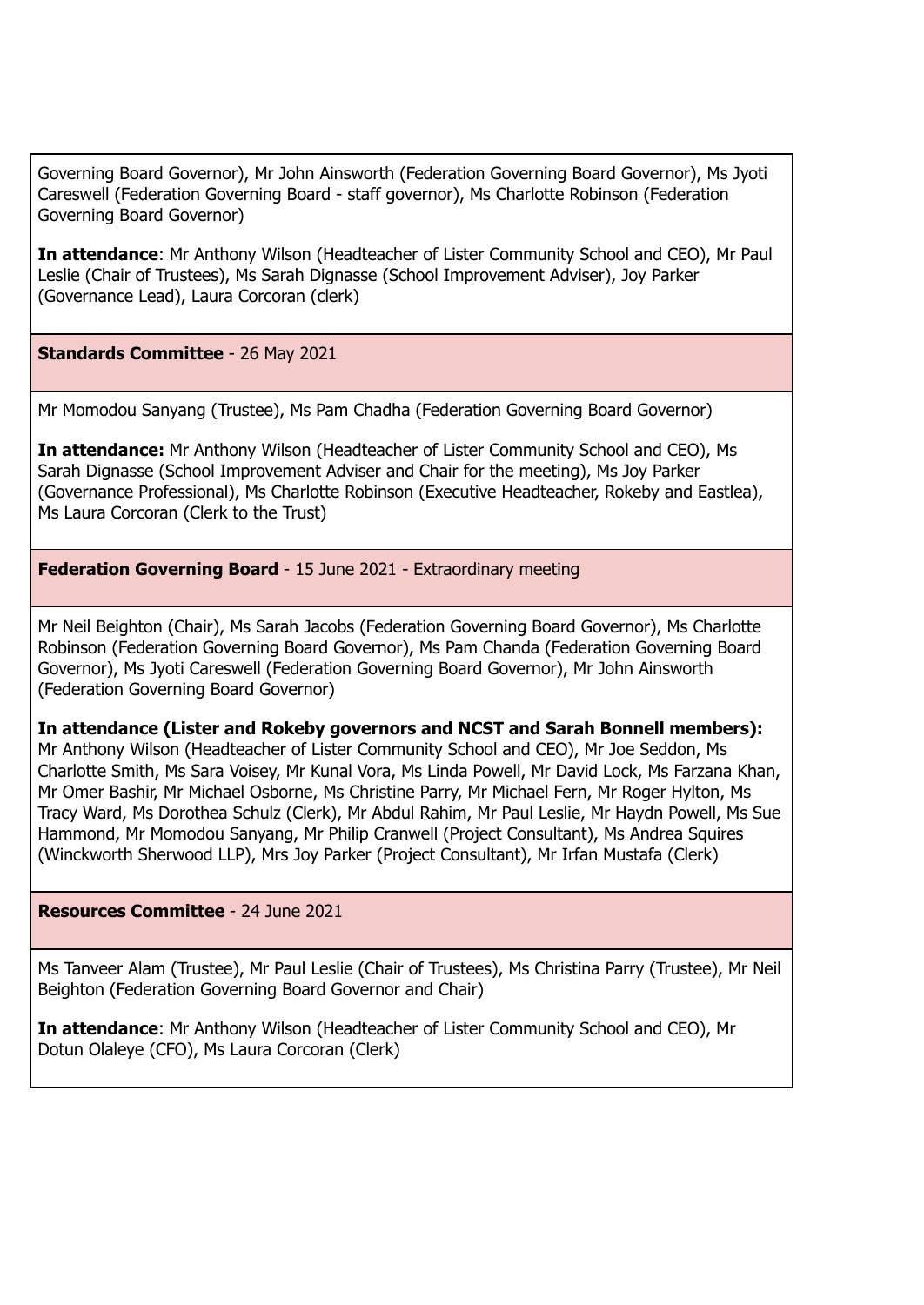| |
|---|
| Governing Board Governor), Mr John Ainsworth (Federation Governing Board Governor), Ms Jyoti Careswell (Federation Governing Board - staff governor), Ms Charlotte Robinson (Federation Governing Board Governor)<br><br>**In attendance**: Mr Anthony Wilson (Headteacher of Lister Community School and CEO), Mr Paul Leslie (Chair of Trustees), Ms Sarah Dignasse (School Improvement Adviser), Joy Parker (Governance Lead), Laura Corcoran (clerk) |
| **Standards Committee** - 26 May 2021 |
| Mr Momodou Sanyang (Trustee), Ms Pam Chadha (Federation Governing Board Governor)<br><br>**In attendance:** Mr Anthony Wilson (Headteacher of Lister Community School and CEO), Ms Sarah Dignasse (School Improvement Adviser and Chair for the meeting), Ms Joy Parker (Governance Professional), Ms Charlotte Robinson (Executive Headteacher, Rokeby and Eastlea), Ms Laura Corcoran (Clerk to the Trust) |
| **Federation Governing Board** - 15 June 2021 - Extraordinary meeting |
| Mr Neil Beighton (Chair), Ms Sarah Jacobs (Federation Governing Board Governor), Ms Charlotte Robinson (Federation Governing Board Governor), Ms Pam Chanda (Federation Governing Board Governor), Ms Jyoti Careswell (Federation Governing Board Governor), Mr John Ainsworth (Federation Governing Board Governor)<br><br>**In attendance (Lister and Rokeby governors and NCST and Sarah Bonnell members):** Mr Anthony Wilson (Headteacher of Lister Community School and CEO), Mr Joe Seddon, Ms Charlotte Smith, Ms Sara Voisey, Mr Kunal Vora, Ms Linda Powell, Mr David Lock, Ms Farzana Khan, Mr Omer Bashir, Mr Michael Osborne, Ms Christine Parry, Mr Michael Fern, Mr Roger Hylton, Ms Tracy Ward, Ms Dorothea Schulz (Clerk), Mr Abdul Rahim, Mr Paul Leslie, Mr Haydn Powell, Ms Sue Hammond, Mr Momodou Sanyang, Mr Philip Cranwell (Project Consultant), Ms Andrea Squires (Winckworth Sherwood LLP), Mrs Joy Parker (Project Consultant), Mr Irfan Mustafa (Clerk) |
| **Resources Committee** - 24 June 2021 |
| Ms Tanveer Alam (Trustee), Mr Paul Leslie (Chair of Trustees), Ms Christina Parry (Trustee), Mr Neil Beighton (Federation Governing Board Governor and Chair)<br><br>**In attendance**: Mr Anthony Wilson (Headteacher of Lister Community School and CEO), Mr Dotun Olaleye (CFO), Ms Laura Corcoran (Clerk) |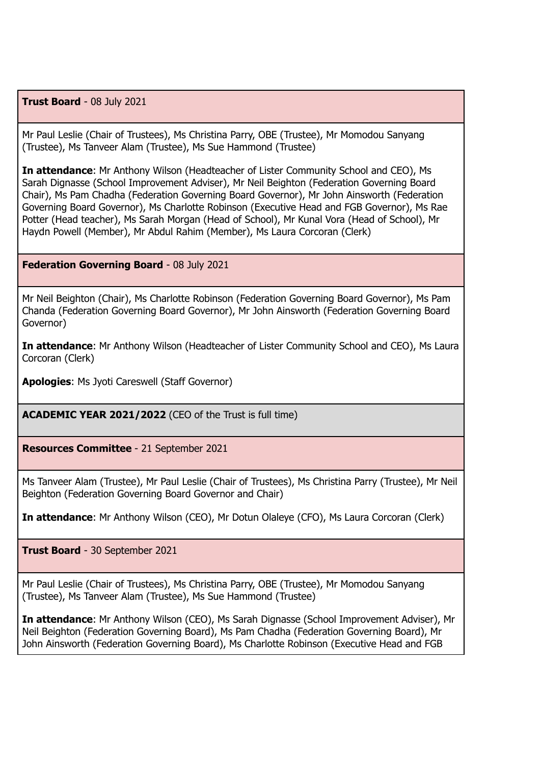**Trust Board** - 08 July 2021

Mr Paul Leslie (Chair of Trustees), Ms Christina Parry, OBE (Trustee), Mr Momodou Sanyang (Trustee), Ms Tanveer Alam (Trustee), Ms Sue Hammond (Trustee)

**In attendance**: Mr Anthony Wilson (Headteacher of Lister Community School and CEO), Ms Sarah Dignasse (School Improvement Adviser), Mr Neil Beighton (Federation Governing Board Chair), Ms Pam Chadha (Federation Governing Board Governor), Mr John Ainsworth (Federation Governing Board Governor), Ms Charlotte Robinson (Executive Head and FGB Governor), Ms Rae Potter (Head teacher), Ms Sarah Morgan (Head of School), Mr Kunal Vora (Head of School), Mr Haydn Powell (Member), Mr Abdul Rahim (Member), Ms Laura Corcoran (Clerk)

**Federation Governing Board** - 08 July 2021

Mr Neil Beighton (Chair), Ms Charlotte Robinson (Federation Governing Board Governor), Ms Pam Chanda (Federation Governing Board Governor), Mr John Ainsworth (Federation Governing Board Governor)

**In attendance**: Mr Anthony Wilson (Headteacher of Lister Community School and CEO), Ms Laura Corcoran (Clerk)

**Apologies**: Ms Jyoti Careswell (Staff Governor)

**ACADEMIC YEAR 2021/2022** (CEO of the Trust is full time)

**Resources Committee** - 21 September 2021

Ms Tanveer Alam (Trustee), Mr Paul Leslie (Chair of Trustees), Ms Christina Parry (Trustee), Mr Neil Beighton (Federation Governing Board Governor and Chair)

**In attendance**: Mr Anthony Wilson (CEO), Mr Dotun Olaleye (CFO), Ms Laura Corcoran (Clerk)

**Trust Board** - 30 September 2021

Mr Paul Leslie (Chair of Trustees), Ms Christina Parry, OBE (Trustee), Mr Momodou Sanyang (Trustee), Ms Tanveer Alam (Trustee), Ms Sue Hammond (Trustee)

**In attendance**: Mr Anthony Wilson (CEO), Ms Sarah Dignasse (School Improvement Adviser), Mr Neil Beighton (Federation Governing Board), Ms Pam Chadha (Federation Governing Board), Mr John Ainsworth (Federation Governing Board), Ms Charlotte Robinson (Executive Head and FGB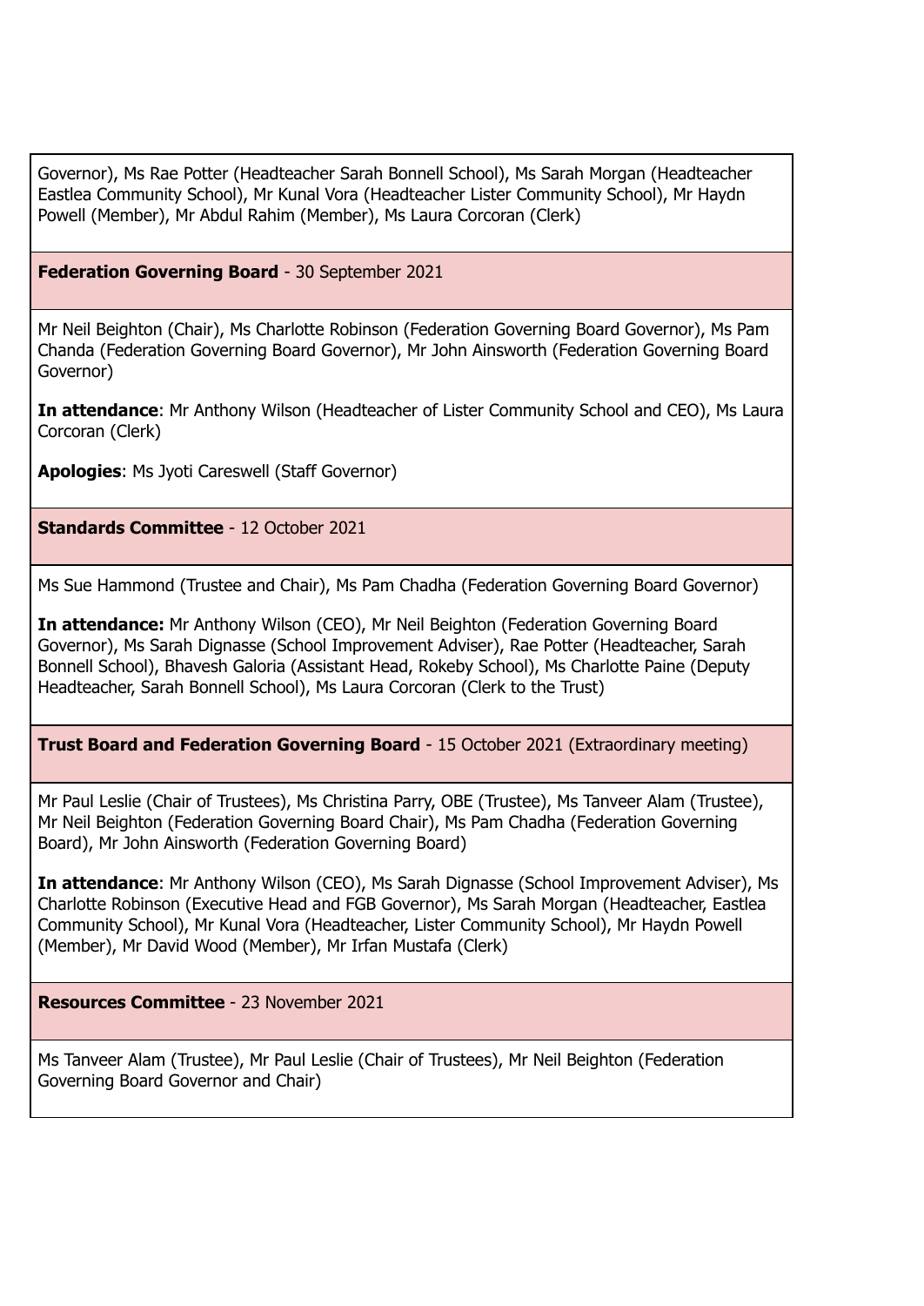| |
|---|
| Governor), Ms Rae Potter (Headteacher Sarah Bonnell School), Ms Sarah Morgan (Headteacher Eastlea Community School), Mr Kunal Vora (Headteacher Lister Community School), Mr Haydn Powell (Member), Mr Abdul Rahim (Member), Ms Laura Corcoran (Clerk) |
| **Federation Governing Board** - 30 September 2021 |
| Mr Neil Beighton (Chair), Ms Charlotte Robinson (Federation Governing Board Governor), Ms Pam Chanda (Federation Governing Board Governor), Mr John Ainsworth (Federation Governing Board Governor)<br><br>**In attendance**: Mr Anthony Wilson (Headteacher of Lister Community School and CEO), Ms Laura Corcoran (Clerk)<br><br>**Apologies**: Ms Jyoti Careswell (Staff Governor) |
| **Standards Committee** - 12 October 2021 |
| Ms Sue Hammond (Trustee and Chair), Ms Pam Chadha (Federation Governing Board Governor)<br><br>**In attendance:** Mr Anthony Wilson (CEO), Mr Neil Beighton (Federation Governing Board Governor), Ms Sarah Dignasse (School Improvement Adviser), Rae Potter (Headteacher, Sarah Bonnell School), Bhavesh Galoria (Assistant Head, Rokeby School), Ms Charlotte Paine (Deputy Headteacher, Sarah Bonnell School), Ms Laura Corcoran (Clerk to the Trust) |
| **Trust Board and Federation Governing Board** - 15 October 2021 (Extraordinary meeting) |
| Mr Paul Leslie (Chair of Trustees), Ms Christina Parry, OBE (Trustee), Ms Tanveer Alam (Trustee), Mr Neil Beighton (Federation Governing Board Chair), Ms Pam Chadha (Federation Governing Board), Mr John Ainsworth (Federation Governing Board)<br><br>**In attendance**: Mr Anthony Wilson (CEO), Ms Sarah Dignasse (School Improvement Adviser), Ms Charlotte Robinson (Executive Head and FGB Governor), Ms Sarah Morgan (Headteacher, Eastlea Community School), Mr Kunal Vora (Headteacher, Lister Community School), Mr Haydn Powell (Member), Mr David Wood (Member), Mr Irfan Mustafa (Clerk) |
| **Resources Committee** - 23 November 2021 |
| Ms Tanveer Alam (Trustee), Mr Paul Leslie (Chair of Trustees), Mr Neil Beighton (Federation Governing Board Governor and Chair) |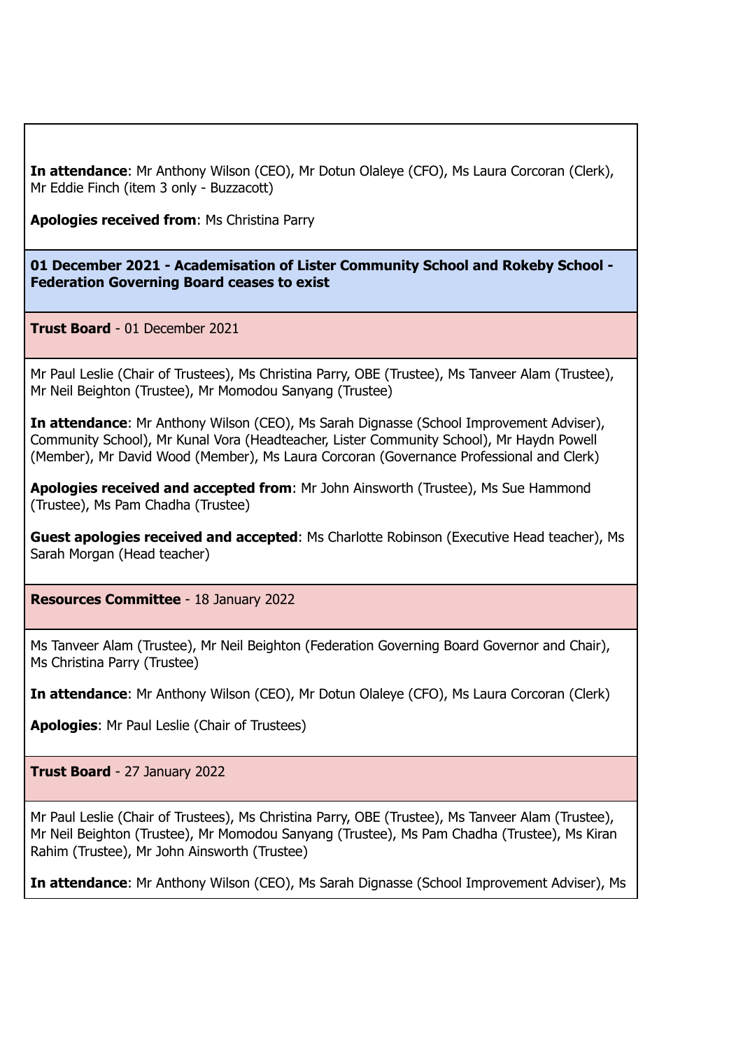**In attendance**: Mr Anthony Wilson (CEO), Mr Dotun Olaleye (CFO), Ms Laura Corcoran (Clerk), Mr Eddie Finch (item 3 only - Buzzacott)

**Apologies received from**: Ms Christina Parry

**01 December 2021 - Academisation of Lister Community School and Rokeby School - Federation Governing Board ceases to exist**

**Trust Board** - 01 December 2021

Mr Paul Leslie (Chair of Trustees), Ms Christina Parry, OBE (Trustee), Ms Tanveer Alam (Trustee), Mr Neil Beighton (Trustee), Mr Momodou Sanyang (Trustee)

**In attendance**: Mr Anthony Wilson (CEO), Ms Sarah Dignasse (School Improvement Adviser), Community School), Mr Kunal Vora (Headteacher, Lister Community School), Mr Haydn Powell (Member), Mr David Wood (Member), Ms Laura Corcoran (Governance Professional and Clerk)

**Apologies received and accepted from**: Mr John Ainsworth (Trustee), Ms Sue Hammond (Trustee), Ms Pam Chadha (Trustee)

**Guest apologies received and accepted**: Ms Charlotte Robinson (Executive Head teacher), Ms Sarah Morgan (Head teacher)

**Resources Committee** - 18 January 2022

Ms Tanveer Alam (Trustee), Mr Neil Beighton (Federation Governing Board Governor and Chair), Ms Christina Parry (Trustee)

**In attendance**: Mr Anthony Wilson (CEO), Mr Dotun Olaleye (CFO), Ms Laura Corcoran (Clerk)

**Apologies**: Mr Paul Leslie (Chair of Trustees)

**Trust Board** - 27 January 2022

Mr Paul Leslie (Chair of Trustees), Ms Christina Parry, OBE (Trustee), Ms Tanveer Alam (Trustee), Mr Neil Beighton (Trustee), Mr Momodou Sanyang (Trustee), Ms Pam Chadha (Trustee), Ms Kiran Rahim (Trustee), Mr John Ainsworth (Trustee)

**In attendance**: Mr Anthony Wilson (CEO), Ms Sarah Dignasse (School Improvement Adviser), Ms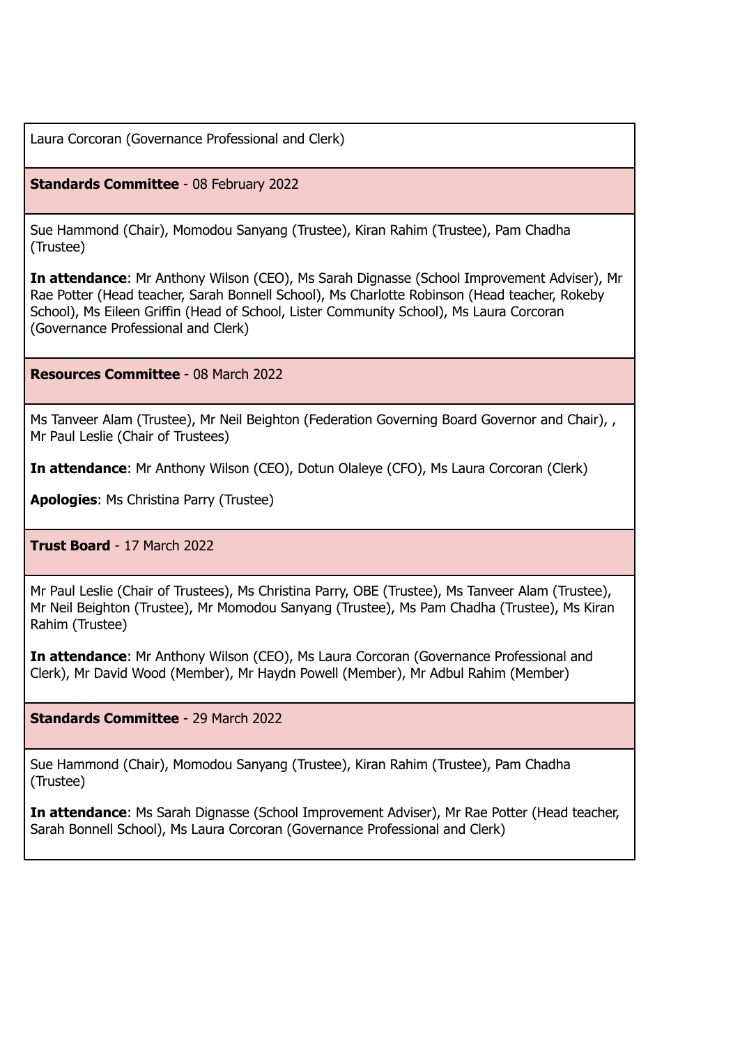Laura Corcoran (Governance Professional and Clerk)

**Standards Committee** - 08 February 2022

Sue Hammond (Chair), Momodou Sanyang (Trustee), Kiran Rahim (Trustee), Pam Chadha (Trustee)

**In attendance**: Mr Anthony Wilson (CEO), Ms Sarah Dignasse (School Improvement Adviser), Mr Rae Potter (Head teacher, Sarah Bonnell School), Ms Charlotte Robinson (Head teacher, Rokeby School), Ms Eileen Griffin (Head of School, Lister Community School), Ms Laura Corcoran (Governance Professional and Clerk)

**Resources Committee** - 08 March 2022

Ms Tanveer Alam (Trustee), Mr Neil Beighton (Federation Governing Board Governor and Chair), , Mr Paul Leslie (Chair of Trustees)

**In attendance**: Mr Anthony Wilson (CEO), Dotun Olaleye (CFO), Ms Laura Corcoran (Clerk)

**Apologies**: Ms Christina Parry (Trustee)

**Trust Board** - 17 March 2022

Mr Paul Leslie (Chair of Trustees), Ms Christina Parry, OBE (Trustee), Ms Tanveer Alam (Trustee), Mr Neil Beighton (Trustee), Mr Momodou Sanyang (Trustee), Ms Pam Chadha (Trustee), Ms Kiran Rahim (Trustee)

**In attendance**: Mr Anthony Wilson (CEO), Ms Laura Corcoran (Governance Professional and Clerk), Mr David Wood (Member), Mr Haydn Powell (Member), Mr Adbul Rahim (Member)

**Standards Committee** - 29 March 2022

Sue Hammond (Chair), Momodou Sanyang (Trustee), Kiran Rahim (Trustee), Pam Chadha (Trustee)

**In attendance**: Ms Sarah Dignasse (School Improvement Adviser), Mr Rae Potter (Head teacher, Sarah Bonnell School), Ms Laura Corcoran (Governance Professional and Clerk)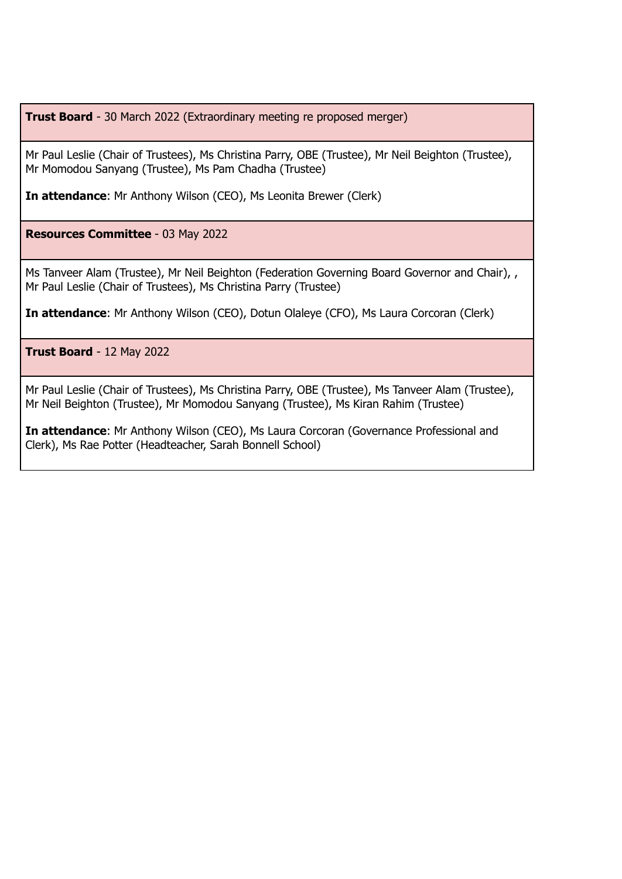| |
|---|
| **Trust Board** - 30 March 2022 (Extraordinary meeting re proposed merger) |
| Mr Paul Leslie (Chair of Trustees), Ms Christina Parry, OBE (Trustee), Mr Neil Beighton (Trustee), Mr Momodou Sanyang (Trustee), Ms Pam Chadha (Trustee)<br><br>**In attendance**: Mr Anthony Wilson (CEO), Ms Leonita Brewer (Clerk) |
| **Resources Committee** - 03 May 2022 |
| Ms Tanveer Alam (Trustee), Mr Neil Beighton (Federation Governing Board Governor and Chair), , Mr Paul Leslie (Chair of Trustees), Ms Christina Parry (Trustee)<br><br>**In attendance**: Mr Anthony Wilson (CEO), Dotun Olaleye (CFO), Ms Laura Corcoran (Clerk) |
| **Trust Board** - 12 May 2022 |
| Mr Paul Leslie (Chair of Trustees), Ms Christina Parry, OBE (Trustee), Ms Tanveer Alam (Trustee), Mr Neil Beighton (Trustee), Mr Momodou Sanyang (Trustee), Ms Kiran Rahim (Trustee)<br><br>**In attendance**: Mr Anthony Wilson (CEO), Ms Laura Corcoran (Governance Professional and Clerk), Ms Rae Potter (Headteacher, Sarah Bonnell School) |